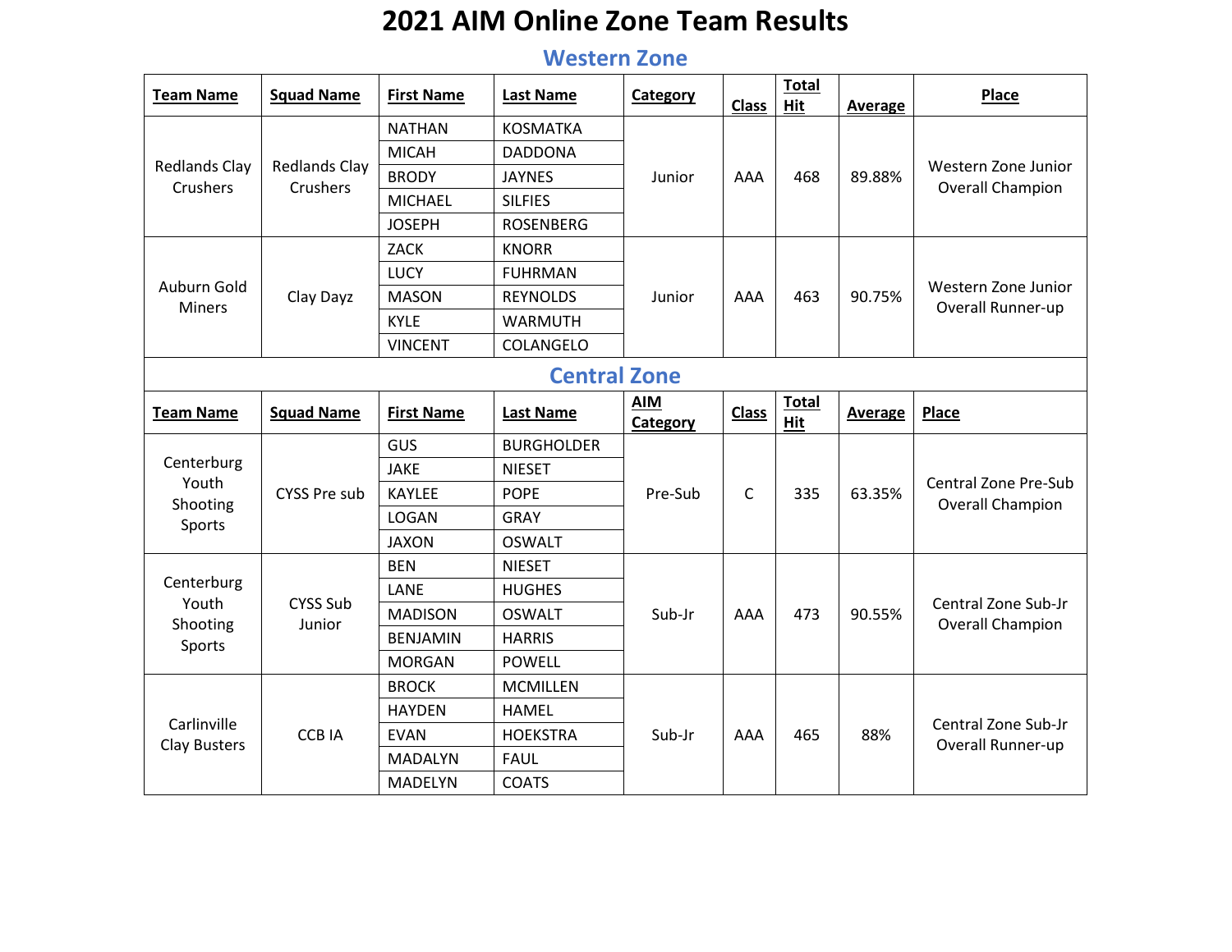# 2021 AIM Online Zone Team Results

## Western Zone

| Team Name | Squad Name | First Name | Last Name | Category | Class | Total Hit | Average | Place |
|---|---|---|---|---|---|---|---|---|
| Redlands Clay Crushers | Redlands Clay Crushers | NATHAN | KOSMATKA | Junior | AAA | 468 | 89.88% | Western Zone Junior Overall Champion |
| | | MICAH | DADDONA | | | | | |
| | | BRODY | JAYNES | | | | | |
| | | MICHAEL | SILFIES | | | | | |
| | | JOSEPH | ROSENBERG | | | | | |
| Auburn Gold Miners | Clay Dayz | ZACK | KNORR | Junior | AAA | 463 | 90.75% | Western Zone Junior Overall Runner-up |
| | | LUCY | FUHRMAN | | | | | |
| | | MASON | REYNOLDS | | | | | |
| | | KYLE | WARMUTH | | | | | |
| | | VINCENT | COLANGELO | | | | | |

## Central Zone

| Team Name | Squad Name | First Name | Last Name | AIM Category | Class | Total Hit | Average | Place |
|---|---|---|---|---|---|---|---|---|
| Centerburg Youth Shooting Sports | CYSS Pre sub | GUS | BURGHOLDER | Pre-Sub | C | 335 | 63.35% | Central Zone Pre-Sub Overall Champion |
| | | JAKE | NIESET | | | | | |
| | | KAYLEE | POPE | | | | | |
| | | LOGAN | GRAY | | | | | |
| | | JAXON | OSWALT | | | | | |
| Centerburg Youth Shooting Sports | CYSS Sub Junior | BEN | NIESET | Sub-Jr | AAA | 473 | 90.55% | Central Zone Sub-Jr Overall Champion |
| | | LANE | HUGHES | | | | | |
| | | MADISON | OSWALT | | | | | |
| | | BENJAMIN | HARRIS | | | | | |
| | | MORGAN | POWELL | | | | | |
| Carlinville Clay Busters | CCB IA | BROCK | MCMILLEN | Sub-Jr | AAA | 465 | 88% | Central Zone Sub-Jr Overall Runner-up |
| | | HAYDEN | HAMEL | | | | | |
| | | EVAN | HOEKSTRA | | | | | |
| | | MADALYN | FAUL | | | | | |
| | | MADELYN | COATS | | | | | |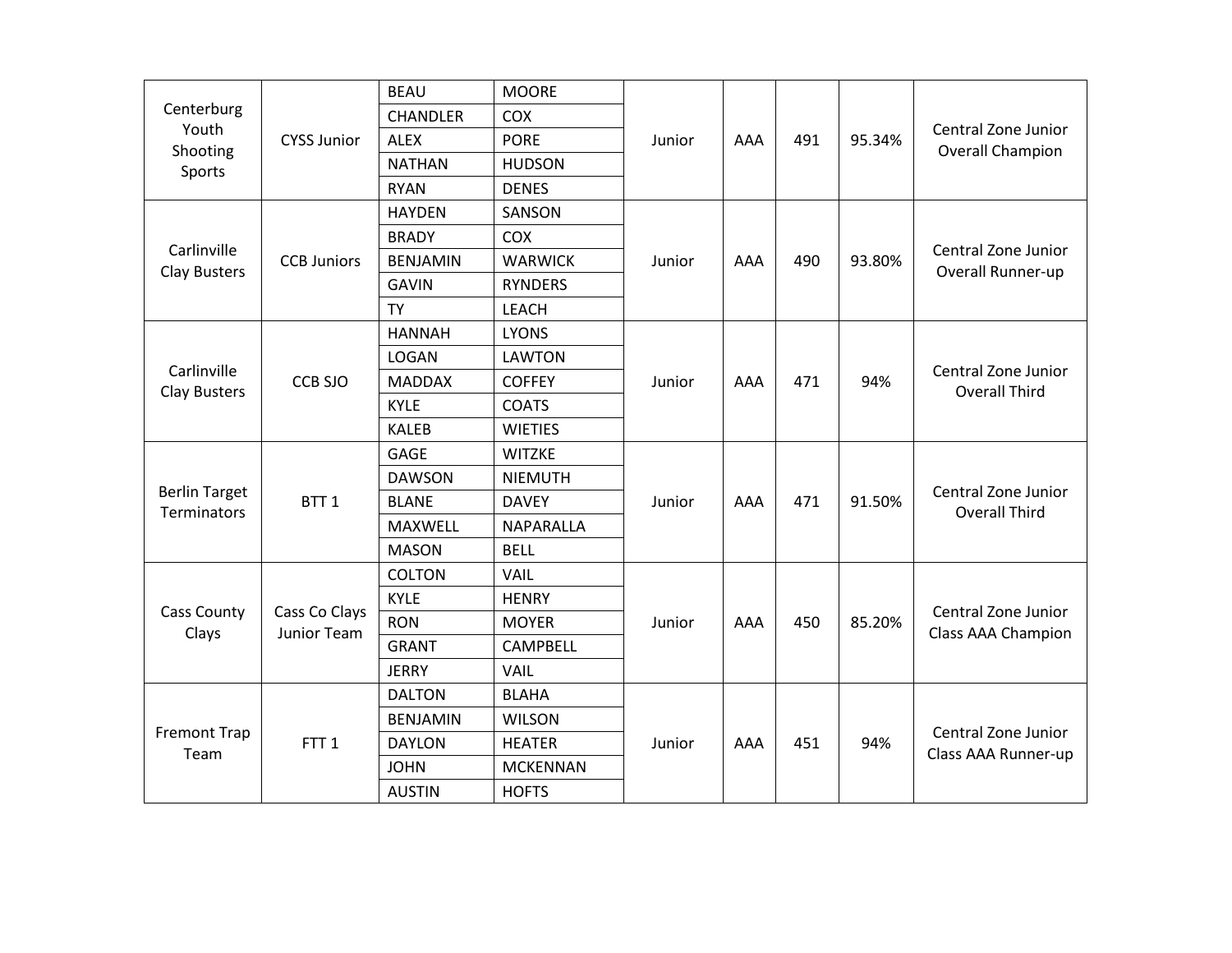| | | | | | | | | |
|---|---|---|---|---|---|---|---|---|
| Centerburg Youth Shooting Sports | CYSS Junior | BEAU | MOORE | Junior | AAA | 491 | 95.34% | Central Zone Junior Overall Champion |
| | | CHANDLER | COX | | | | | |
| | | ALEX | PORE | | | | | |
| | | NATHAN | HUDSON | | | | | |
| | | RYAN | DENES | | | | | |
| Carlinville Clay Busters | CCB Juniors | HAYDEN | SANSON | Junior | AAA | 490 | 93.80% | Central Zone Junior Overall Runner-up |
| | | BRADY | COX | | | | | |
| | | BENJAMIN | WARWICK | | | | | |
| | | GAVIN | RYNDERS | | | | | |
| | | TY | LEACH | | | | | |
| Carlinville Clay Busters | CCB SJO | HANNAH | LYONS | Junior | AAA | 471 | 94% | Central Zone Junior Overall Third |
| | | LOGAN | LAWTON | | | | | |
| | | MADDAX | COFFEY | | | | | |
| | | KYLE | COATS | | | | | |
| | | KALEB | WIETIES | | | | | |
| Berlin Target Terminators | BTT 1 | GAGE | WITZKE | Junior | AAA | 471 | 91.50% | Central Zone Junior Overall Third |
| | | DAWSON | NIEMUTH | | | | | |
| | | BLANE | DAVEY | | | | | |
| | | MAXWELL | NAPARALLA | | | | | |
| | | MASON | BELL | | | | | |
| Cass County Clays | Cass Co Clays Junior Team | COLTON | VAIL | Junior | AAA | 450 | 85.20% | Central Zone Junior Class AAA Champion |
| | | KYLE | HENRY | | | | | |
| | | RON | MOYER | | | | | |
| | | GRANT | CAMPBELL | | | | | |
| | | JERRY | VAIL | | | | | |
| Fremont Trap Team | FTT 1 | DALTON | BLAHA | Junior | AAA | 451 | 94% | Central Zone Junior Class AAA Runner-up |
| | | BENJAMIN | WILSON | | | | | |
| | | DAYLON | HEATER | | | | | |
| | | JOHN | MCKENNAN | | | | | |
| | | AUSTIN | HOFTS | | | | | |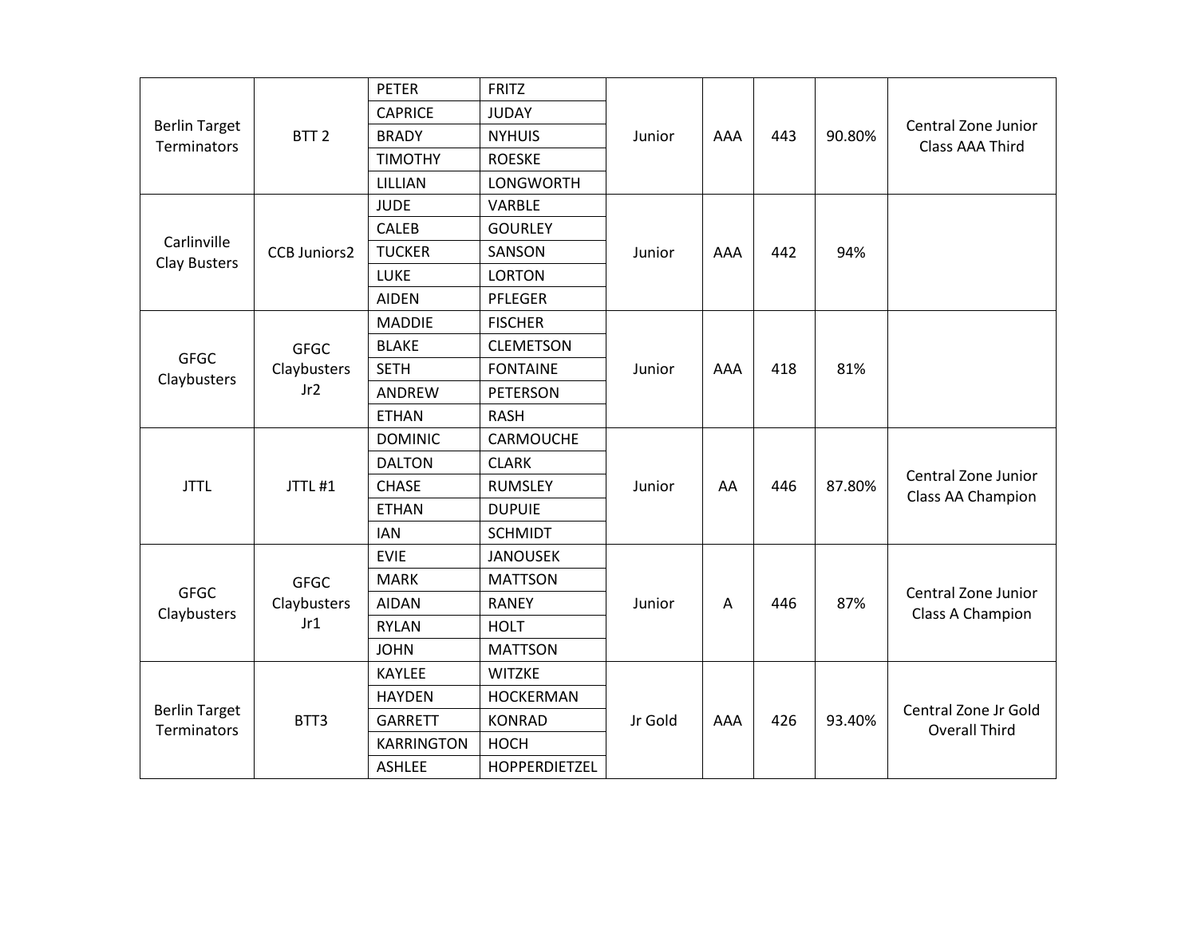| | | | | | | | | |
|---|---|---|---|---|---|---|---|---|
| Berlin Target Terminators | BTT 2 | PETER | FRITZ | Junior | AAA | 443 | 90.80% | Central Zone Junior Class AAA Third |
| | | CAPRICE | JUDAY | | | | | |
| | | BRADY | NYHUIS | | | | | |
| | | TIMOTHY | ROESKE | | | | | |
| | | LILLIAN | LONGWORTH | | | | | |
| Carlinville Clay Busters | CCB Juniors2 | JUDE | VARBLE | Junior | AAA | 442 | 94% | |
| | | CALEB | GOURLEY | | | | | |
| | | TUCKER | SANSON | | | | | |
| | | LUKE | LORTON | | | | | |
| | | AIDEN | PFLEGER | | | | | |
| GFGC Claybusters | GFGC Claybusters Jr2 | MADDIE | FISCHER | Junior | AAA | 418 | 81% | |
| | | BLAKE | CLEMETSON | | | | | |
| | | SETH | FONTAINE | | | | | |
| | | ANDREW | PETERSON | | | | | |
| | | ETHAN | RASH | | | | | |
| JTTL | JTTL #1 | DOMINIC | CARMOUCHE | Junior | AA | 446 | 87.80% | Central Zone Junior Class AA Champion |
| | | DALTON | CLARK | | | | | |
| | | CHASE | RUMSLEY | | | | | |
| | | ETHAN | DUPUIE | | | | | |
| | | IAN | SCHMIDT | | | | | |
| GFGC Claybusters | GFGC Claybusters Jr1 | EVIE | JANOUSEK | Junior | A | 446 | 87% | Central Zone Junior Class A Champion |
| | | MARK | MATTSON | | | | | |
| | | AIDAN | RANEY | | | | | |
| | | RYLAN | HOLT | | | | | |
| | | JOHN | MATTSON | | | | | |
| Berlin Target Terminators | BTT3 | KAYLEE | WITZKE | Jr Gold | AAA | 426 | 93.40% | Central Zone Jr Gold Overall Third |
| | | HAYDEN | HOCKERMAN | | | | | |
| | | GARRETT | KONRAD | | | | | |
| | | KARRINGTON | HOCH | | | | | |
| | | ASHLEE | HOPPERDIETZEL | | | | | |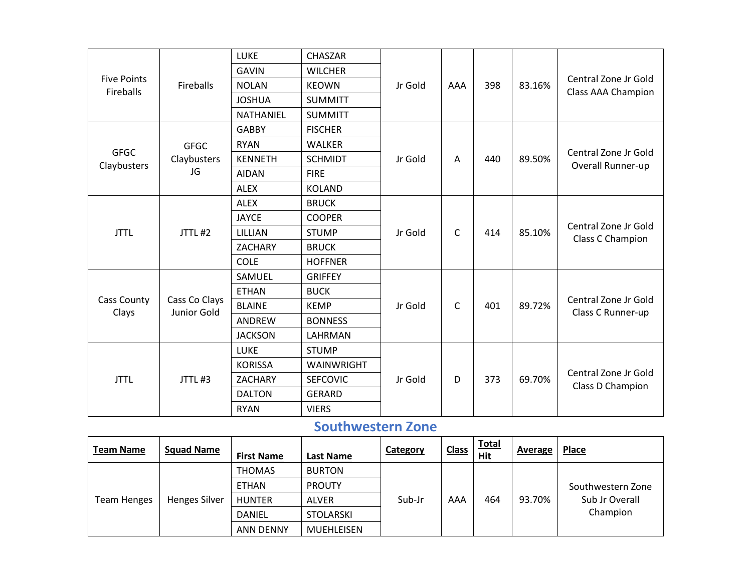| Team Name | Squad Name | First Name | Last Name | Category | Class | Total Hit | Average | Place |
|---|---|---|---|---|---|---|---|---|
| Five Points Fireballs | Fireballs | LUKE | CHASZAR | Jr Gold | AAA | 398 | 83.16% | Central Zone Jr Gold Class AAA Champion |
| | | GAVIN | WILCHER | | | | | |
| | | NOLAN | KEOWN | | | | | |
| | | JOSHUA | SUMMITT | | | | | |
| | | NATHANIEL | SUMMITT | | | | | |
| GFGC Claybusters | GFGC Claybusters JG | GABBY | FISCHER | Jr Gold | A | 440 | 89.50% | Central Zone Jr Gold Overall Runner-up |
| | | RYAN | WALKER | | | | | |
| | | KENNETH | SCHMIDT | | | | | |
| | | AIDAN | FIRE | | | | | |
| | | ALEX | KOLAND | | | | | |
| JTTL | JTTL #2 | ALEX | BRUCK | Jr Gold | C | 414 | 85.10% | Central Zone Jr Gold Class C Champion |
| | | JAYCE | COOPER | | | | | |
| | | LILLIAN | STUMP | | | | | |
| | | ZACHARY | BRUCK | | | | | |
| | | COLE | HOFFNER | | | | | |
| Cass County Clays | Cass Co Clays Junior Gold | SAMUEL | GRIFFEY | Jr Gold | C | 401 | 89.72% | Central Zone Jr Gold Class C Runner-up |
| | | ETHAN | BUCK | | | | | |
| | | BLAINE | KEMP | | | | | |
| | | ANDREW | BONNESS | | | | | |
| | | JACKSON | LAHRMAN | | | | | |
| JTTL | JTTL #3 | LUKE | STUMP | Jr Gold | D | 373 | 69.70% | Central Zone Jr Gold Class D Champion |
| | | KORISSA | WAINWRIGHT | | | | | |
| | | ZACHARY | SEFCOVIC | | | | | |
| | | DALTON | GERARD | | | | | |
| | | RYAN | VIERS | | | | | |

## Southwestern Zone

| Team Name | Squad Name | First Name | Last Name | Category | Class | Total Hit | Average | Place |
|---|---|---|---|---|---|---|---|---|
| Team Henges | Henges Silver | THOMAS | BURTON | Sub-Jr | AAA | 464 | 93.70% | Southwestern Zone Sub Jr Overall Champion |
| | | ETHAN | PROUTY | | | | | |
| | | HUNTER | ALVER | | | | | |
| | | DANIEL | STOLARSKI | | | | | |
| | | ANN DENNY | MUEHLEISEN | | | | | |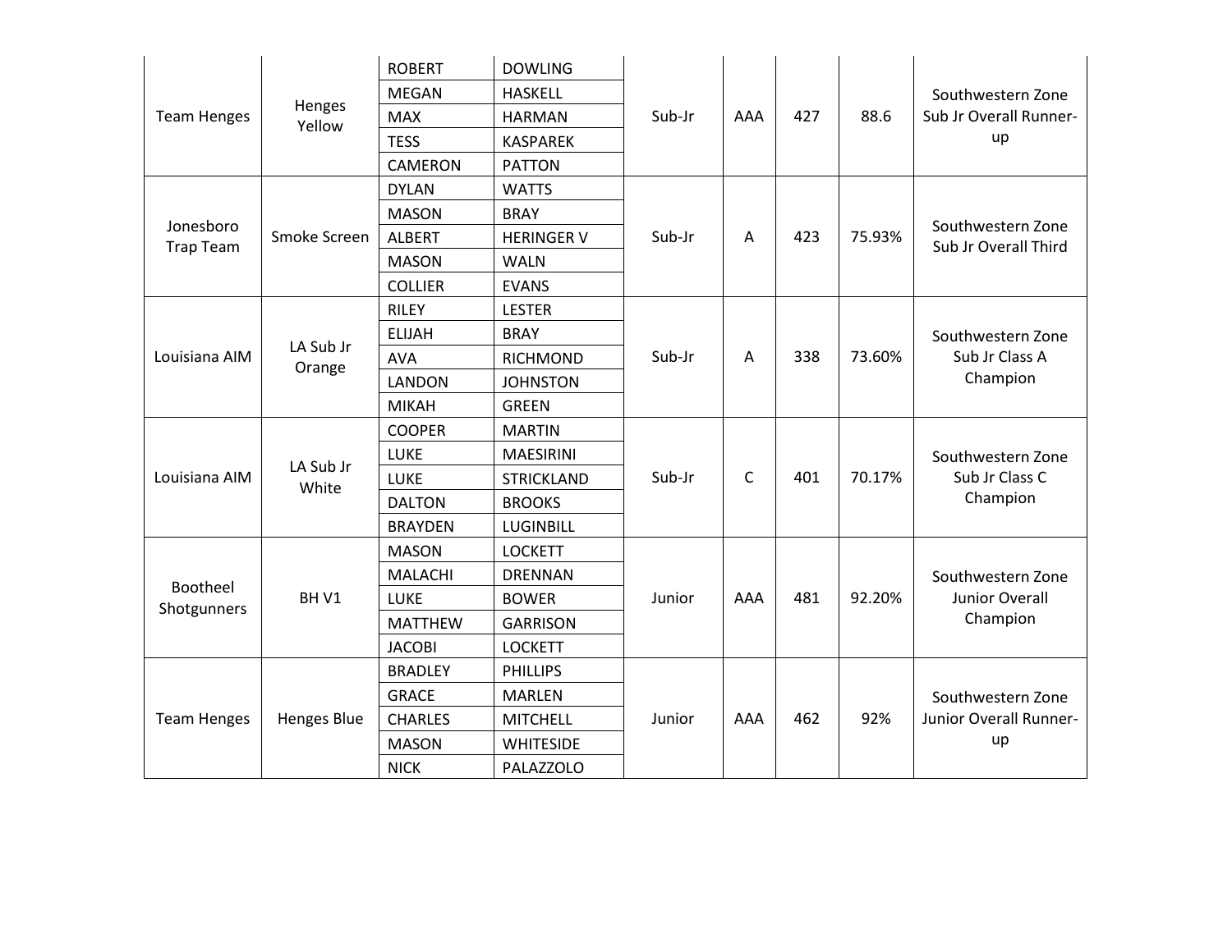| | | | | | | | | |
|---|---|---|---|---|---|---|---|---|
| Team Henges | Henges Yellow | ROBERT | DOWLING | Sub-Jr | AAA | 427 | 88.6 | Southwestern Zone Sub Jr Overall Runner-up |
| | | MEGAN | HASKELL | | | | | |
| | | MAX | HARMAN | | | | | |
| | | TESS | KASPAREK | | | | | |
| | | CAMERON | PATTON | | | | | |
| Jonesboro Trap Team | Smoke Screen | DYLAN | WATTS | Sub-Jr | A | 423 | 75.93% | Southwestern Zone Sub Jr Overall Third |
| | | MASON | BRAY | | | | | |
| | | ALBERT | HERINGER V | | | | | |
| | | MASON | WALN | | | | | |
| | | COLLIER | EVANS | | | | | |
| Louisiana AIM | LA Sub Jr Orange | RILEY | LESTER | Sub-Jr | A | 338 | 73.60% | Southwestern Zone Sub Jr Class A Champion |
| | | ELIJAH | BRAY | | | | | |
| | | AVA | RICHMOND | | | | | |
| | | LANDON | JOHNSTON | | | | | |
| | | MIKAH | GREEN | | | | | |
| Louisiana AIM | LA Sub Jr White | COOPER | MARTIN | Sub-Jr | C | 401 | 70.17% | Southwestern Zone Sub Jr Class C Champion |
| | | LUKE | MAESIRINI | | | | | |
| | | LUKE | STRICKLAND | | | | | |
| | | DALTON | BROOKS | | | | | |
| | | BRAYDEN | LUGINBILL | | | | | |
| Bootheel Shotgunners | BH V1 | MASON | LOCKETT | Junior | AAA | 481 | 92.20% | Southwestern Zone Junior Overall Champion |
| | | MALACHI | DRENNAN | | | | | |
| | | LUKE | BOWER | | | | | |
| | | MATTHEW | GARRISON | | | | | |
| | | JACOBI | LOCKETT | | | | | |
| Team Henges | Henges Blue | BRADLEY | PHILLIPS | Junior | AAA | 462 | 92% | Southwestern Zone Junior Overall Runner-up |
| | | GRACE | MARLEN | | | | | |
| | | CHARLES | MITCHELL | | | | | |
| | | MASON | WHITESIDE | | | | | |
| | | NICK | PALAZZOLO | | | | | |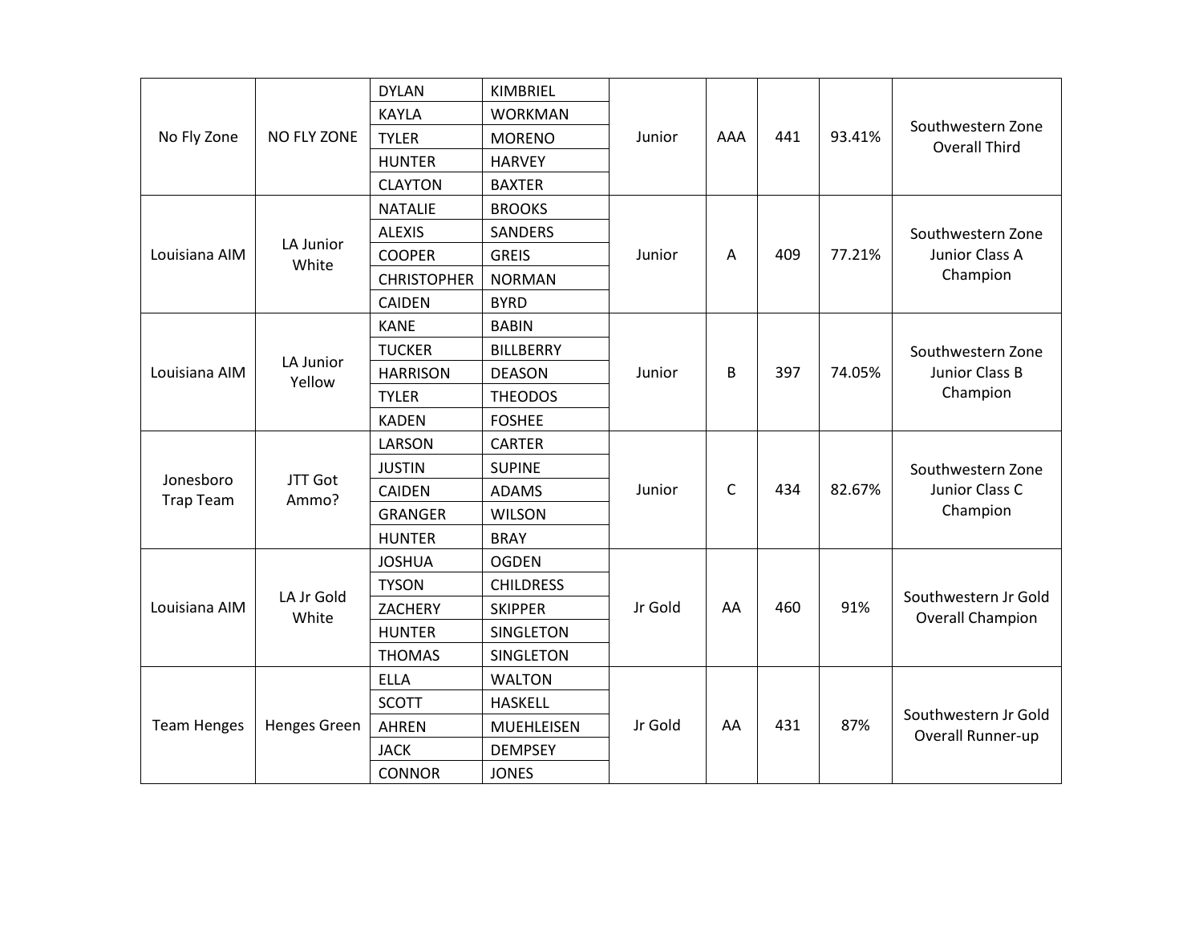| | | | | | | | | |
|---|---|---|---|---|---|---|---|---|
| No Fly Zone | NO FLY ZONE | DYLAN | KIMBRIEL | Junior | AAA | 441 | 93.41% | Southwestern Zone Overall Third |
| | | KAYLA | WORKMAN | | | | | |
| | | TYLER | MORENO | | | | | |
| | | HUNTER | HARVEY | | | | | |
| | | CLAYTON | BAXTER | | | | | |
| Louisiana AIM | LA Junior White | NATALIE | BROOKS | Junior | A | 409 | 77.21% | Southwestern Zone Junior Class A Champion |
| | | ALEXIS | SANDERS | | | | | |
| | | COOPER | GREIS | | | | | |
| | | CHRISTOPHER | NORMAN | | | | | |
| | | CAIDEN | BYRD | | | | | |
| Louisiana AIM | LA Junior Yellow | KANE | BABIN | Junior | B | 397 | 74.05% | Southwestern Zone Junior Class B Champion |
| | | TUCKER | BILLBERRY | | | | | |
| | | HARRISON | DEASON | | | | | |
| | | TYLER | THEODOS | | | | | |
| | | KADEN | FOSHEE | | | | | |
| Jonesboro Trap Team | JTT Got Ammo? | LARSON | CARTER | Junior | C | 434 | 82.67% | Southwestern Zone Junior Class C Champion |
| | | JUSTIN | SUPINE | | | | | |
| | | CAIDEN | ADAMS | | | | | |
| | | GRANGER | WILSON | | | | | |
| | | HUNTER | BRAY | | | | | |
| Louisiana AIM | LA Jr Gold White | JOSHUA | OGDEN | Jr Gold | AA | 460 | 91% | Southwestern Jr Gold Overall Champion |
| | | TYSON | CHILDRESS | | | | | |
| | | ZACHERY | SKIPPER | | | | | |
| | | HUNTER | SINGLETON | | | | | |
| | | THOMAS | SINGLETON | | | | | |
| Team Henges | Henges Green | ELLA | WALTON | Jr Gold | AA | 431 | 87% | Southwestern Jr Gold Overall Runner-up |
| | | SCOTT | HASKELL | | | | | |
| | | AHREN | MUEHLEISEN | | | | | |
| | | JACK | DEMPSEY | | | | | |
| | | CONNOR | JONES | | | | | |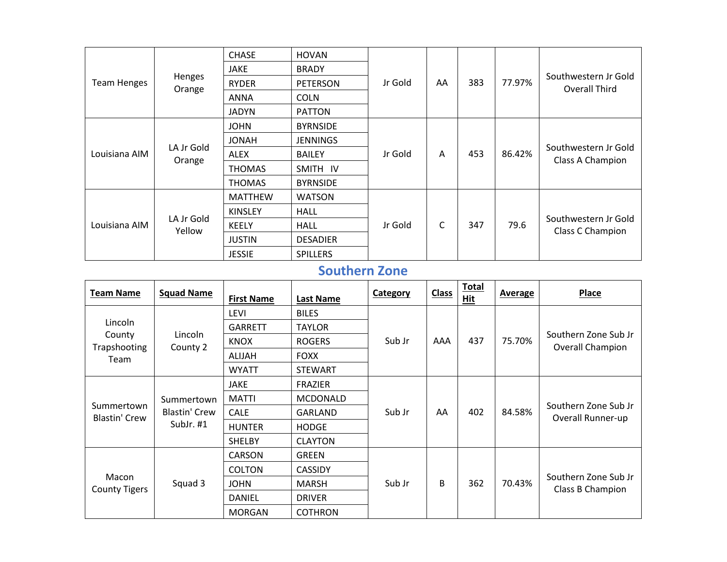| | | | | | | | | |
|---|---|---|---|---|---|---|---|---|
| Team Henges | Henges Orange | CHASE | HOVAN | Jr Gold | AA | 383 | 77.97% | Southwestern Jr Gold Overall Third |
| | | JAKE | BRADY | | | | | |
| | | RYDER | PETERSON | | | | | |
| | | ANNA | COLN | | | | | |
| | | JADYN | PATTON | | | | | |
| Louisiana AIM | LA Jr Gold Orange | JOHN | BYRNSIDE | Jr Gold | A | 453 | 86.42% | Southwestern Jr Gold Class A Champion |
| | | JONAH | JENNINGS | | | | | |
| | | ALEX | BAILEY | | | | | |
| | | THOMAS | SMITH IV | | | | | |
| | | THOMAS | BYRNSIDE | | | | | |
| Louisiana AIM | LA Jr Gold Yellow | MATTHEW | WATSON | Jr Gold | C | 347 | 79.6 | Southwestern Jr Gold Class C Champion |
| | | KINSLEY | HALL | | | | | |
| | | KEELY | HALL | | | | | |
| | | JUSTIN | DESADIER | | | | | |
| | | JESSIE | SPILLERS | | | | | |

## Southern Zone

| Team Name | Squad Name | First Name | Last Name | Category | Class | Total Hit | Average | Place |
|---|---|---|---|---|---|---|---|---|
| Lincoln County Trapshooting Team | Lincoln County 2 | LEVI | BILES | Sub Jr | AAA | 437 | 75.70% | Southern Zone Sub Jr Overall Champion |
| | | GARRETT | TAYLOR | | | | | |
| | | KNOX | ROGERS | | | | | |
| | | ALIJAH | FOXX | | | | | |
| | | WYATT | STEWART | | | | | |
| Summertown Blastin' Crew | Summertown Blastin' Crew SubJr. #1 | JAKE | FRAZIER | Sub Jr | AA | 402 | 84.58% | Southern Zone Sub Jr Overall Runner-up |
| | | MATTI | MCDONALD | | | | | |
| | | CALE | GARLAND | | | | | |
| | | HUNTER | HODGE | | | | | |
| | | SHELBY | CLAYTON | | | | | |
| Macon County Tigers | Squad 3 | CARSON | GREEN | Sub Jr | B | 362 | 70.43% | Southern Zone Sub Jr Class B Champion |
| | | COLTON | CASSIDY | | | | | |
| | | JOHN | MARSH | | | | | |
| | | DANIEL | DRIVER | | | | | |
| | | MORGAN | COTHRON | | | | | |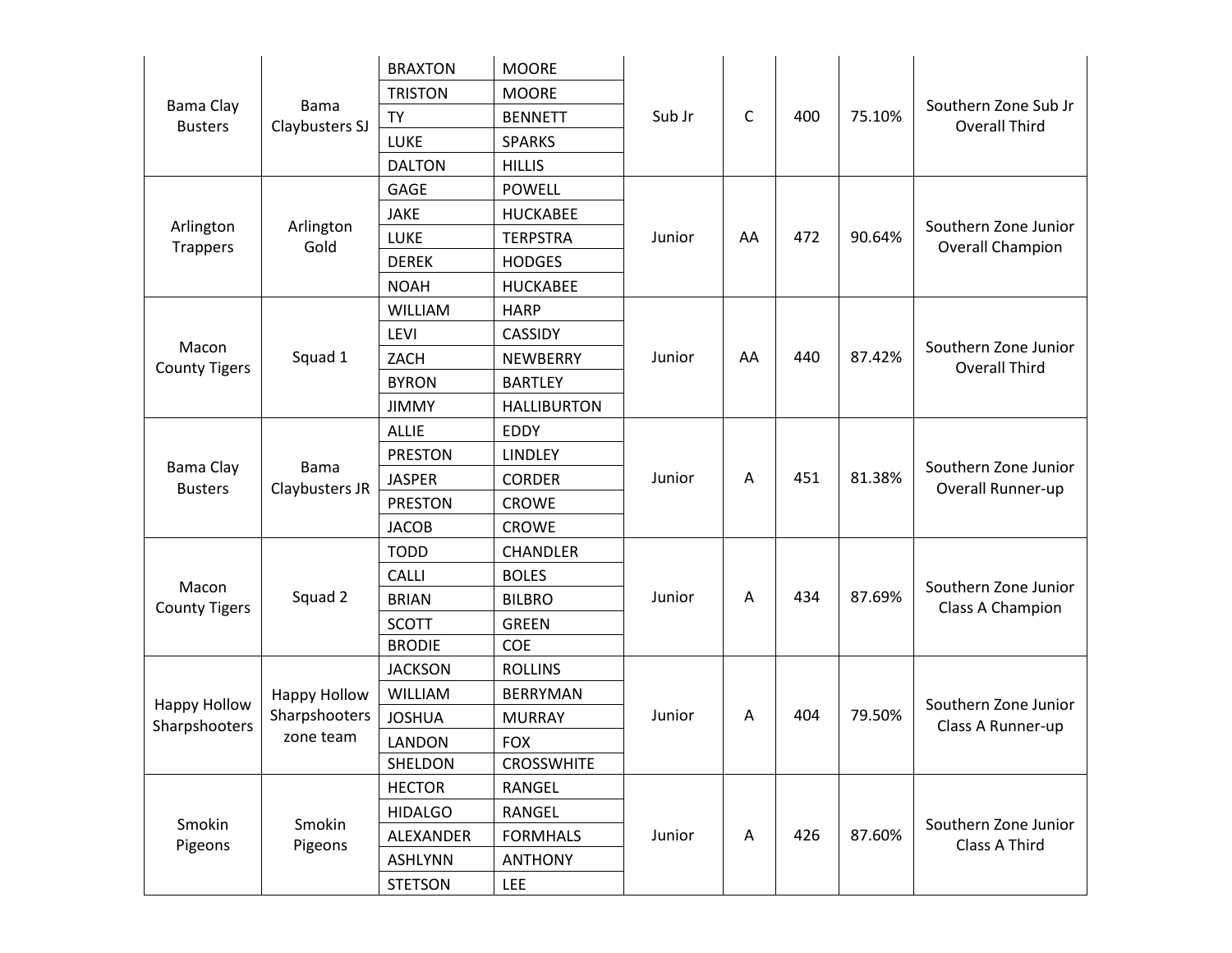| | | | | | | | | |
|---|---|---|---|---|---|---|---|---|
| Bama Clay Busters | Bama Claybusters SJ | BRAXTON | MOORE | Sub Jr | C | 400 | 75.10% | Southern Zone Sub Jr Overall Third |
| | | TRISTON | MOORE | | | | | |
| | | TY | BENNETT | | | | | |
| | | LUKE | SPARKS | | | | | |
| | | DALTON | HILLIS | | | | | |
| Arlington Trappers | Arlington Gold | GAGE | POWELL | Junior | AA | 472 | 90.64% | Southern Zone Junior Overall Champion |
| | | JAKE | HUCKABEE | | | | | |
| | | LUKE | TERPSTRA | | | | | |
| | | DEREK | HODGES | | | | | |
| | | NOAH | HUCKABEE | | | | | |
| Macon County Tigers | Squad 1 | WILLIAM | HARP | Junior | AA | 440 | 87.42% | Southern Zone Junior Overall Third |
| | | LEVI | CASSIDY | | | | | |
| | | ZACH | NEWBERRY | | | | | |
| | | BYRON | BARTLEY | | | | | |
| | | JIMMY | HALLIBURTON | | | | | |
| Bama Clay Busters | Bama Claybusters JR | ALLIE | EDDY | Junior | A | 451 | 81.38% | Southern Zone Junior Overall Runner-up |
| | | PRESTON | LINDLEY | | | | | |
| | | JASPER | CORDER | | | | | |
| | | PRESTON | CROWE | | | | | |
| | | JACOB | CROWE | | | | | |
| Macon County Tigers | Squad 2 | TODD | CHANDLER | Junior | A | 434 | 87.69% | Southern Zone Junior Class A Champion |
| | | CALLI | BOLES | | | | | |
| | | BRIAN | BILBRO | | | | | |
| | | SCOTT | GREEN | | | | | |
| | | BRODIE | COE | | | | | |
| Happy Hollow Sharpshooters | Happy Hollow Sharpshooters zone team | JACKSON | ROLLINS | Junior | A | 404 | 79.50% | Southern Zone Junior Class A Runner-up |
| | | WILLIAM | BERRYMAN | | | | | |
| | | JOSHUA | MURRAY | | | | | |
| | | LANDON | FOX | | | | | |
| | | SHELDON | CROSSWHITE | | | | | |
| Smokin Pigeons | Smokin Pigeons | HECTOR | RANGEL | Junior | A | 426 | 87.60% | Southern Zone Junior Class A Third |
| | | HIDALGO | RANGEL | | | | | |
| | | ALEXANDER | FORMHALS | | | | | |
| | | ASHLYNN | ANTHONY | | | | | |
| | | STETSON | LEE | | | | | |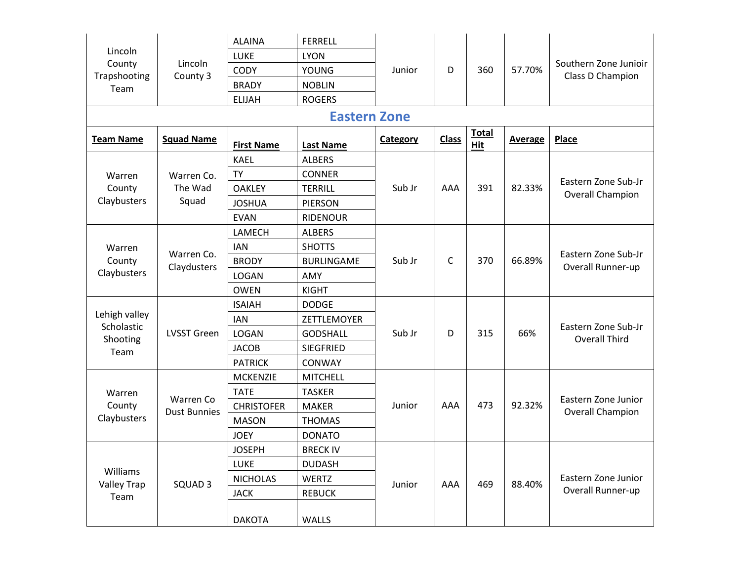| Team Name | Squad Name | First Name | Last Name | Category | Class | Total Hit | Average | Place |
|---|---|---|---|---|---|---|---|---|
| Lincoln County Trapshooting Team | Lincoln County 3 | ALAINA | FERRELL | Junior | D | 360 | 57.70% | Southern Zone Junioir Class D Champion |
| | | LUKE | LYON | | | | | |
| | | CODY | YOUNG | | | | | |
| | | BRADY | NOBLIN | | | | | |
| | | ELIJAH | ROGERS | | | | | |

## Eastern Zone

| Team Name | Squad Name | First Name | Last Name | Category | Class | Total Hit | Average | Place |
|---|---|---|---|---|---|---|---|---|
| Warren County Claybusters | Warren Co. The Wad Squad | KAEL | ALBERS | Sub Jr | AAA | 391 | 82.33% | Eastern Zone Sub-Jr Overall Champion |
| | | TY | CONNER | | | | | |
| | | OAKLEY | TERRILL | | | | | |
| | | JOSHUA | PIERSON | | | | | |
| | | EVAN | RIDENOUR | | | | | |
| Warren County Claybusters | Warren Co. Claydusters | LAMECH | ALBERS | Sub Jr | C | 370 | 66.89% | Eastern Zone Sub-Jr Overall Runner-up |
| | | IAN | SHOTTS | | | | | |
| | | BRODY | BURLINGAME | | | | | |
| | | LOGAN | AMY | | | | | |
| | | OWEN | KIGHT | | | | | |
| Lehigh valley Scholastic Shooting Team | LVSST Green | ISAIAH | DODGE | Sub Jr | D | 315 | 66% | Eastern Zone Sub-Jr Overall Third |
| | | IAN | ZETTLEMOYER | | | | | |
| | | LOGAN | GODSHALL | | | | | |
| | | JACOB | SIEGFRIED | | | | | |
| | | PATRICK | CONWAY | | | | | |
| Warren County Claybusters | Warren Co Dust Bunnies | MCKENZIE | MITCHELL | Junior | AAA | 473 | 92.32% | Eastern Zone Junior Overall Champion |
| | | TATE | TASKER | | | | | |
| | | CHRISTOFER | MAKER | | | | | |
| | | MASON | THOMAS | | | | | |
| | | JOEY | DONATO | | | | | |
| Williams Valley Trap Team | SQUAD 3 | JOSEPH | BRECK IV | Junior | AAA | 469 | 88.40% | Eastern Zone Junior Overall Runner-up |
| | | LUKE | DUDASH | | | | | |
| | | NICHOLAS | WERTZ | | | | | |
| | | JACK | REBUCK | | | | | |
| | | DAKOTA | WALLS | | | | | |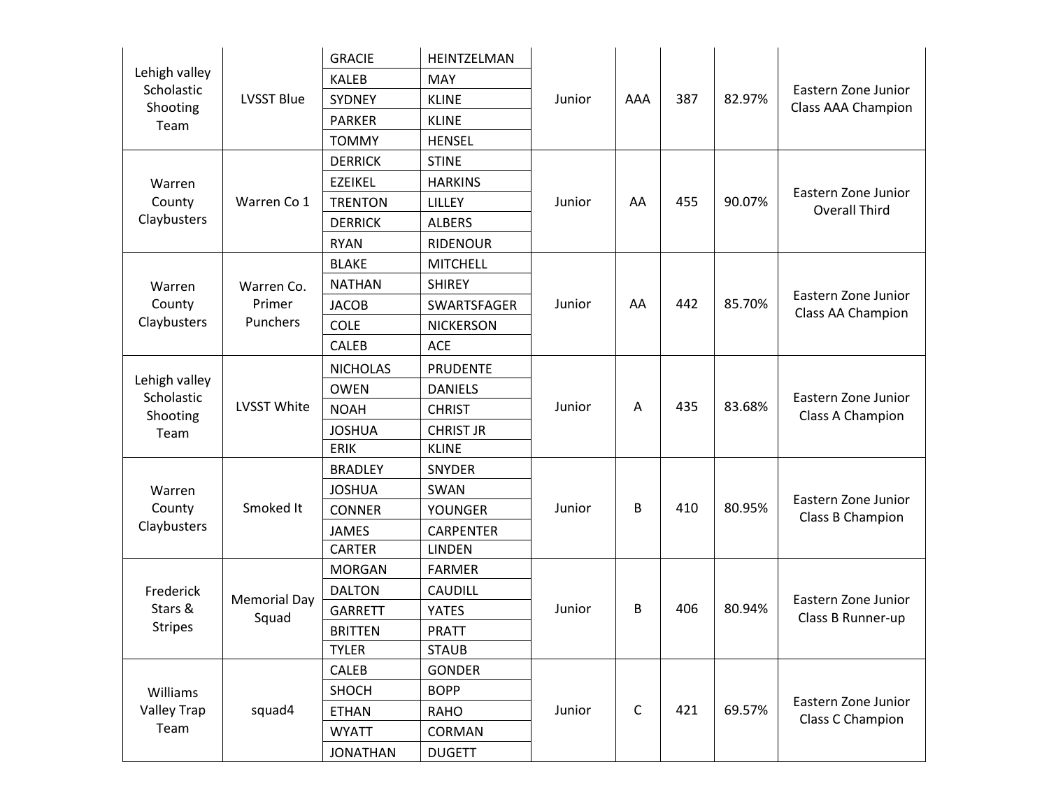| | | | | | | | | |
|---|---|---|---|---|---|---|---|---|
| Lehigh valley Scholastic Shooting Team | LVSST Blue | GRACIE | HEINTZELMAN | Junior | AAA | 387 | 82.97% | Eastern Zone Junior Class AAA Champion |
| | | KALEB | MAY | | | | | |
| | | SYDNEY | KLINE | | | | | |
| | | PARKER | KLINE | | | | | |
| | | TOMMY | HENSEL | | | | | |
| Warren County Claybusters | Warren Co 1 | DERRICK | STINE | Junior | AA | 455 | 90.07% | Eastern Zone Junior Overall Third |
| | | EZEIKEL | HARKINS | | | | | |
| | | TRENTON | LILLEY | | | | | |
| | | DERRICK | ALBERS | | | | | |
| | | RYAN | RIDENOUR | | | | | |
| Warren County Claybusters | Warren Co. Primer Punchers | BLAKE | MITCHELL | Junior | AA | 442 | 85.70% | Eastern Zone Junior Class AA Champion |
| | | NATHAN | SHIREY | | | | | |
| | | JACOB | SWARTSFAGER | | | | | |
| | | COLE | NICKERSON | | | | | |
| | | CALEB | ACE | | | | | |
| Lehigh valley Scholastic Shooting Team | LVSST White | NICHOLAS | PRUDENTE | Junior | A | 435 | 83.68% | Eastern Zone Junior Class A Champion |
| | | OWEN | DANIELS | | | | | |
| | | NOAH | CHRIST | | | | | |
| | | JOSHUA | CHRIST JR | | | | | |
| | | ERIK | KLINE | | | | | |
| Warren County Claybusters | Smoked It | BRADLEY | SNYDER | Junior | B | 410 | 80.95% | Eastern Zone Junior Class B Champion |
| | | JOSHUA | SWAN | | | | | |
| | | CONNER | YOUNGER | | | | | |
| | | JAMES | CARPENTER | | | | | |
| | | CARTER | LINDEN | | | | | |
| Frederick Stars & Stripes | Memorial Day Squad | MORGAN | FARMER | Junior | B | 406 | 80.94% | Eastern Zone Junior Class B Runner-up |
| | | DALTON | CAUDILL | | | | | |
| | | GARRETT | YATES | | | | | |
| | | BRITTEN | PRATT | | | | | |
| | | TYLER | STAUB | | | | | |
| Williams Valley Trap Team | squad4 | CALEB | GONDER | Junior | C | 421 | 69.57% | Eastern Zone Junior Class C Champion |
| | | SHOCH | BOPP | | | | | |
| | | ETHAN | RAHO | | | | | |
| | | WYATT | CORMAN | | | | | |
| | | JONATHAN | DUGETT | | | | | |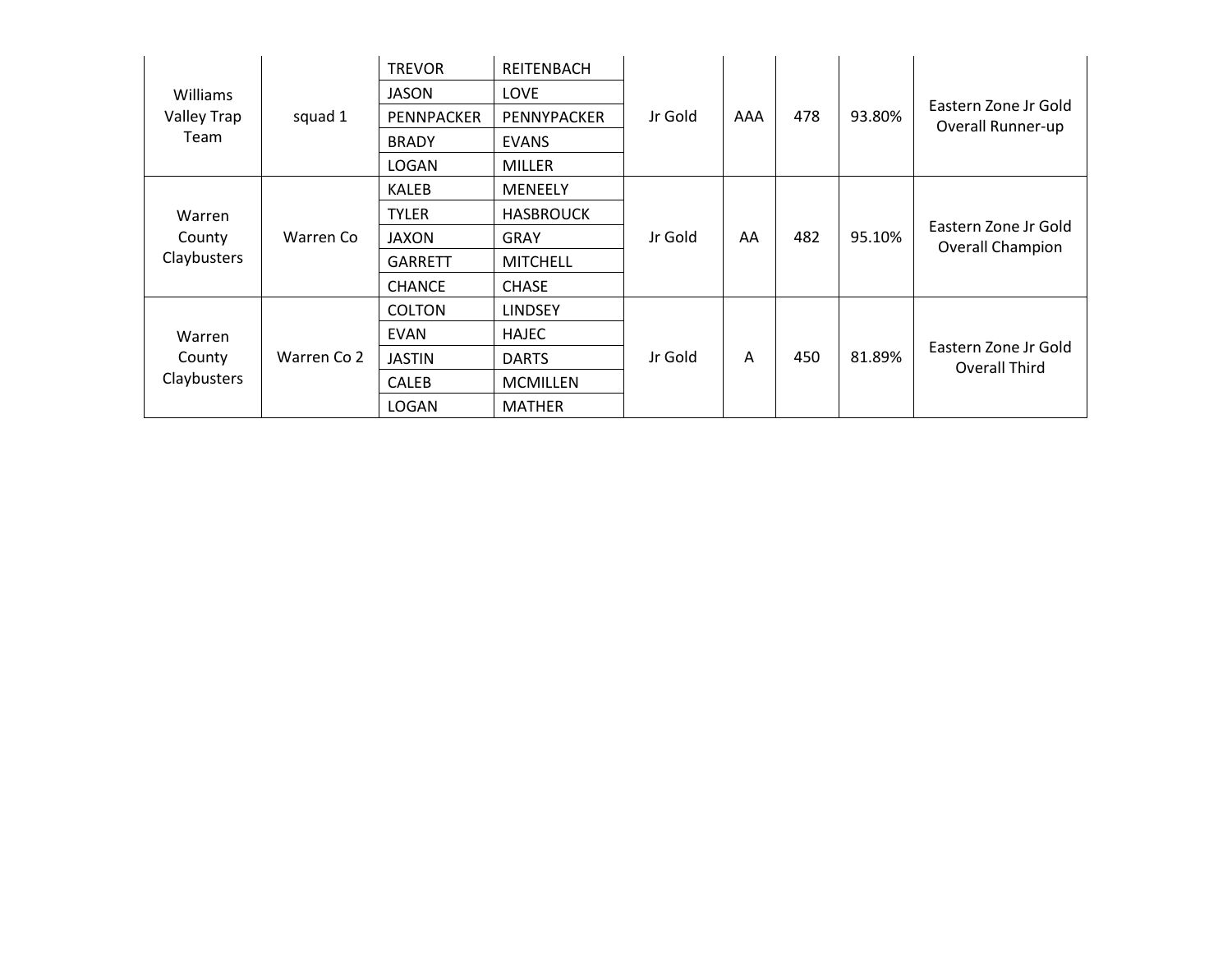| | | | | | | | | |
|---|---|---|---|---|---|---|---|---|
| Williams Valley Trap Team | squad 1 | TREVOR | REITENBACH | Jr Gold | AAA | 478 | 93.80% | Eastern Zone Jr Gold Overall Runner-up |
| | | JASON | LOVE | | | | | |
| | | PENNPACKER | PENNYPACKER | | | | | |
| | | BRADY | EVANS | | | | | |
| | | LOGAN | MILLER | | | | | |
| Warren County Claybusters | Warren Co | KALEB | MENEELY | Jr Gold | AA | 482 | 95.10% | Eastern Zone Jr Gold Overall Champion |
| | | TYLER | HASBROUCK | | | | | |
| | | JAXON | GRAY | | | | | |
| | | GARRETT | MITCHELL | | | | | |
| | | CHANCE | CHASE | | | | | |
| Warren County Claybusters | Warren Co 2 | COLTON | LINDSEY | Jr Gold | A | 450 | 81.89% | Eastern Zone Jr Gold Overall Third |
| | | EVAN | HAJEC | | | | | |
| | | JASTIN | DARTS | | | | | |
| | | CALEB | MCMILLEN | | | | | |
| | | LOGAN | MATHER | | | | | |